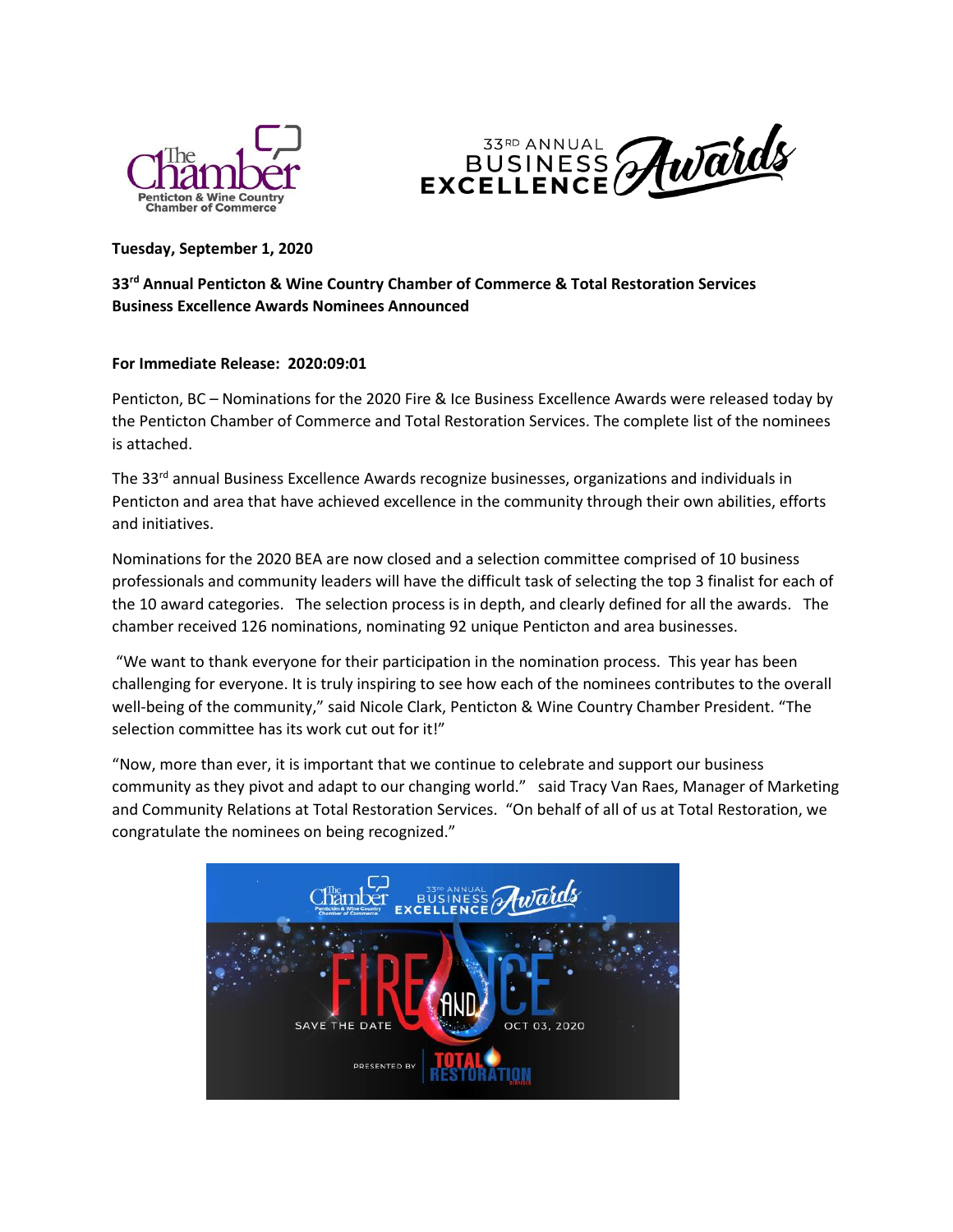**Tuesday, September 1, 2020**

**33rd Annual Penticton & Wine Country Chamber of Commerce & Total Restoration Services Business Excellence Awards Nominees Announced**

**For Immediate Release: 2020:09:01**

Penticton, BC – Nominations for the 2020 Fire & Ice Business Excellence Awards were released today by the Penticton Chamber of Commerce and Total Restoration Services. The complete list of the nominees is attached.

The 33rd annual Business Excellence Awards recognize businesses, organizations and individuals in Penticton and area that have achieved excellence in the community through their own abilities, efforts and initiatives.

Nominations for the 2020 BEA are now closed and a selection committee comprised of 10 business professionals and community leaders will have the difficult task of selecting the top 3 finalist for each of the 10 award categories. The selection process is in depth, and clearly defined for all the awards. The chamber received 126 nominations, nominating 92 unique Penticton and area businesses.

"We want to thank everyone for their participation in the nomination process. This year has been challenging for everyone. It is truly inspiring to see how each of the nominees contributes to the overall well-being of the community," said Nicole Clark, Penticton & Wine Country Chamber President. "The selection committee has its work cut out for it!"

"Now, more than ever, it is important that we continue to celebrate and support our business community as they pivot and adapt to our changing world." said Tracy Van Raes, Manager of Marketing and Community Relations at Total Restoration Services. "On behalf of all of us at Total Restoration, we congratulate the nominees on being recognized."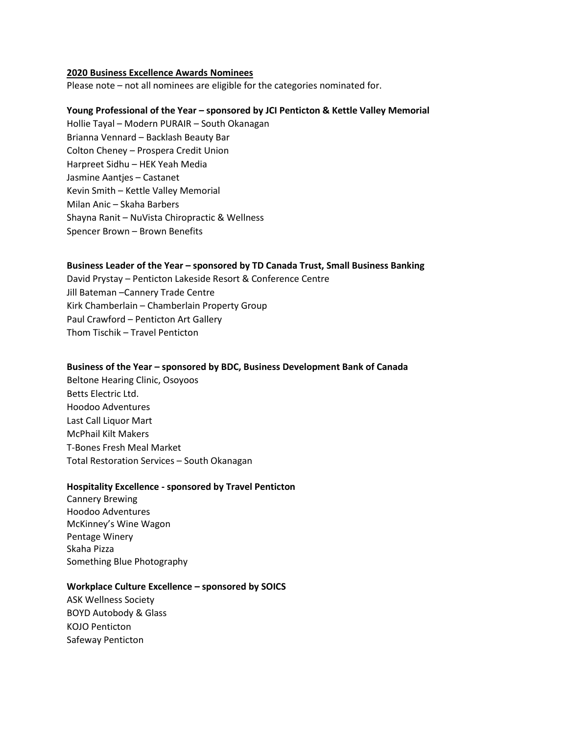## 2020 Business Excellence Awards Nominees

Please note – not all nominees are eligible for the categories nominated for.

**Young Professional of the Year – sponsored by JCI Penticton & Kettle Valley Memorial**

Hollie Tayal – Modern PURAIR – South Okanagan
Brianna Vennard – Backlash Beauty Bar
Colton Cheney – Prospera Credit Union
Harpreet Sidhu – HEK Yeah Media
Jasmine Aantjes – Castanet
Kevin Smith – Kettle Valley Memorial
Milan Anic – Skaha Barbers
Shayna Ranit – NuVista Chiropractic & Wellness
Spencer Brown – Brown Benefits

**Business Leader of the Year – sponsored by TD Canada Trust, Small Business Banking**

David Prystay – Penticton Lakeside Resort & Conference Centre
Jill Bateman –Cannery Trade Centre
Kirk Chamberlain – Chamberlain Property Group
Paul Crawford – Penticton Art Gallery
Thom Tischik – Travel Penticton

**Business of the Year – sponsored by BDC, Business Development Bank of Canada**

Beltone Hearing Clinic, Osoyoos
Betts Electric Ltd.
Hoodoo Adventures
Last Call Liquor Mart
McPhail Kilt Makers
T-Bones Fresh Meal Market
Total Restoration Services – South Okanagan

**Hospitality Excellence - sponsored by Travel Penticton**

Cannery Brewing
Hoodoo Adventures
McKinney's Wine Wagon
Pentage Winery
Skaha Pizza
Something Blue Photography

**Workplace Culture Excellence – sponsored by SOICS**

ASK Wellness Society
BOYD Autobody & Glass
KOJO Penticton
Safeway Penticton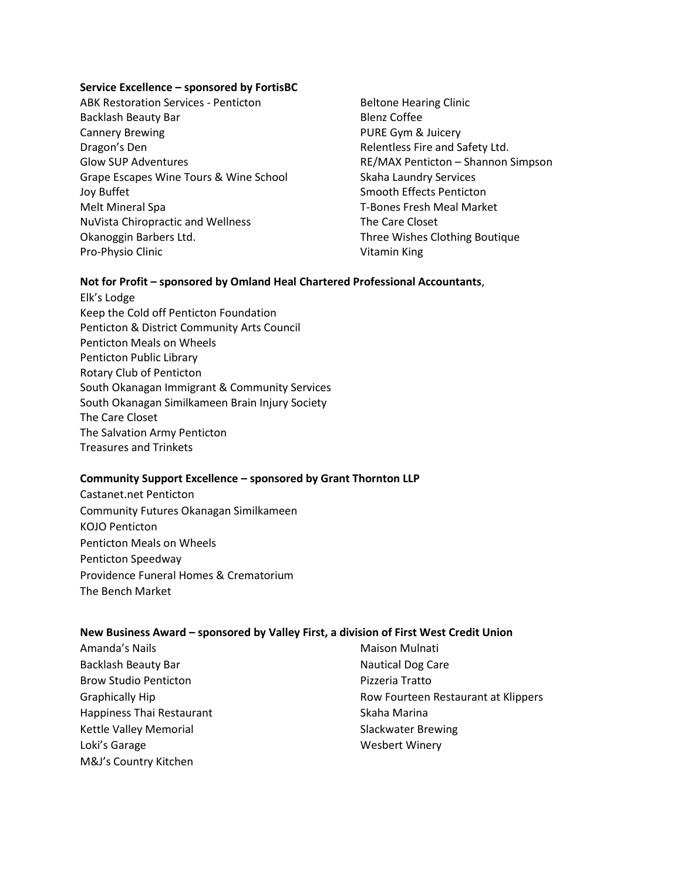**Service Excellence – sponsored by FortisBC**

ABK Restoration Services - Penticton
Backlash Beauty Bar
Cannery Brewing
Dragon's Den
Glow SUP Adventures
Grape Escapes Wine Tours & Wine School
Joy Buffet
Melt Mineral Spa
NuVista Chiropractic and Wellness
Okanoggin Barbers Ltd.
Pro-Physio Clinic
Beltone Hearing Clinic
Blenz Coffee
PURE Gym & Juicery
Relentless Fire and Safety Ltd.
RE/MAX Penticton – Shannon Simpson
Skaha Laundry Services
Smooth Effects Penticton
T-Bones Fresh Meal Market
The Care Closet
Three Wishes Clothing Boutique
Vitamin King

**Not for Profit – sponsored by Omland Heal Chartered Professional Accountants**,

Elk's Lodge
Keep the Cold off Penticton Foundation
Penticton & District Community Arts Council
Penticton Meals on Wheels
Penticton Public Library
Rotary Club of Penticton
South Okanagan Immigrant & Community Services
South Okanagan Similkameen Brain Injury Society
The Care Closet
The Salvation Army Penticton
Treasures and Trinkets

**Community Support Excellence – sponsored by Grant Thornton LLP**

Castanet.net Penticton
Community Futures Okanagan Similkameen
KOJO Penticton
Penticton Meals on Wheels
Penticton Speedway
Providence Funeral Homes & Crematorium
The Bench Market

**New Business Award – sponsored by Valley First, a division of First West Credit Union**

Amanda's Nails
Backlash Beauty Bar
Brow Studio Penticton
Graphically Hip
Happiness Thai Restaurant
Kettle Valley Memorial
Loki's Garage
M&J's Country Kitchen
Maison Mulnati
Nautical Dog Care
Pizzeria Tratto
Row Fourteen Restaurant at Klippers
Skaha Marina
Slackwater Brewing
Wesbert Winery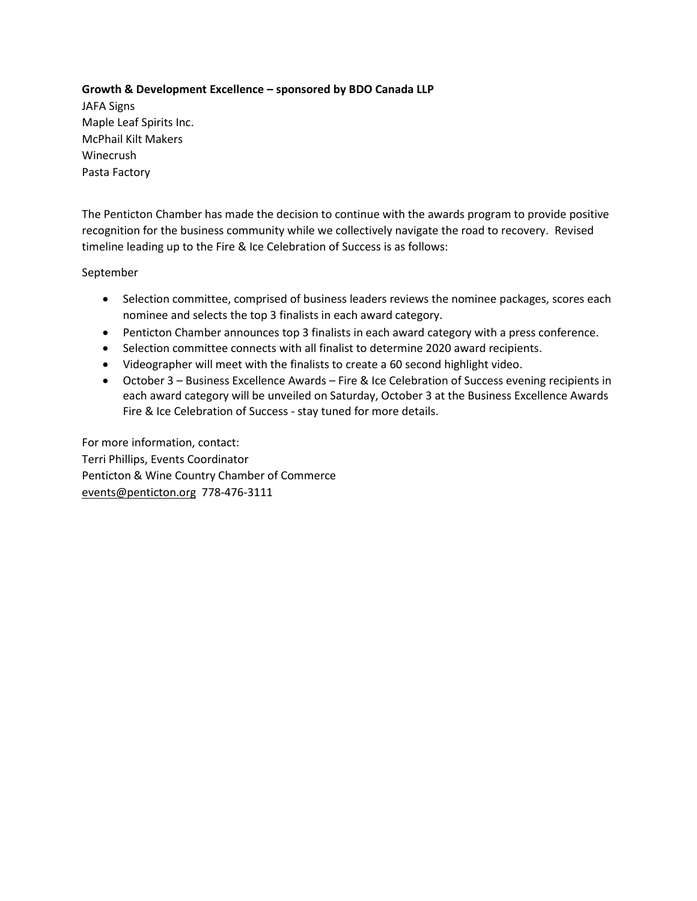**Growth & Development Excellence – sponsored by BDO Canada LLP**
JAFA Signs
Maple Leaf Spirits Inc.
McPhail Kilt Makers
Winecrush
Pasta Factory

The Penticton Chamber has made the decision to continue with the awards program to provide positive recognition for the business community while we collectively navigate the road to recovery. Revised timeline leading up to the Fire & Ice Celebration of Success is as follows:

September

- Selection committee, comprised of business leaders reviews the nominee packages, scores each nominee and selects the top 3 finalists in each award category.
- Penticton Chamber announces top 3 finalists in each award category with a press conference.
- Selection committee connects with all finalist to determine 2020 award recipients.
- Videographer will meet with the finalists to create a 60 second highlight video.
- October 3 – Business Excellence Awards – Fire & Ice Celebration of Success evening recipients in each award category will be unveiled on Saturday, October 3 at the Business Excellence Awards Fire & Ice Celebration of Success - stay tuned for more details.

For more information, contact:
Terri Phillips, Events Coordinator
Penticton & Wine Country Chamber of Commerce
events@penticton.org 778-476-3111